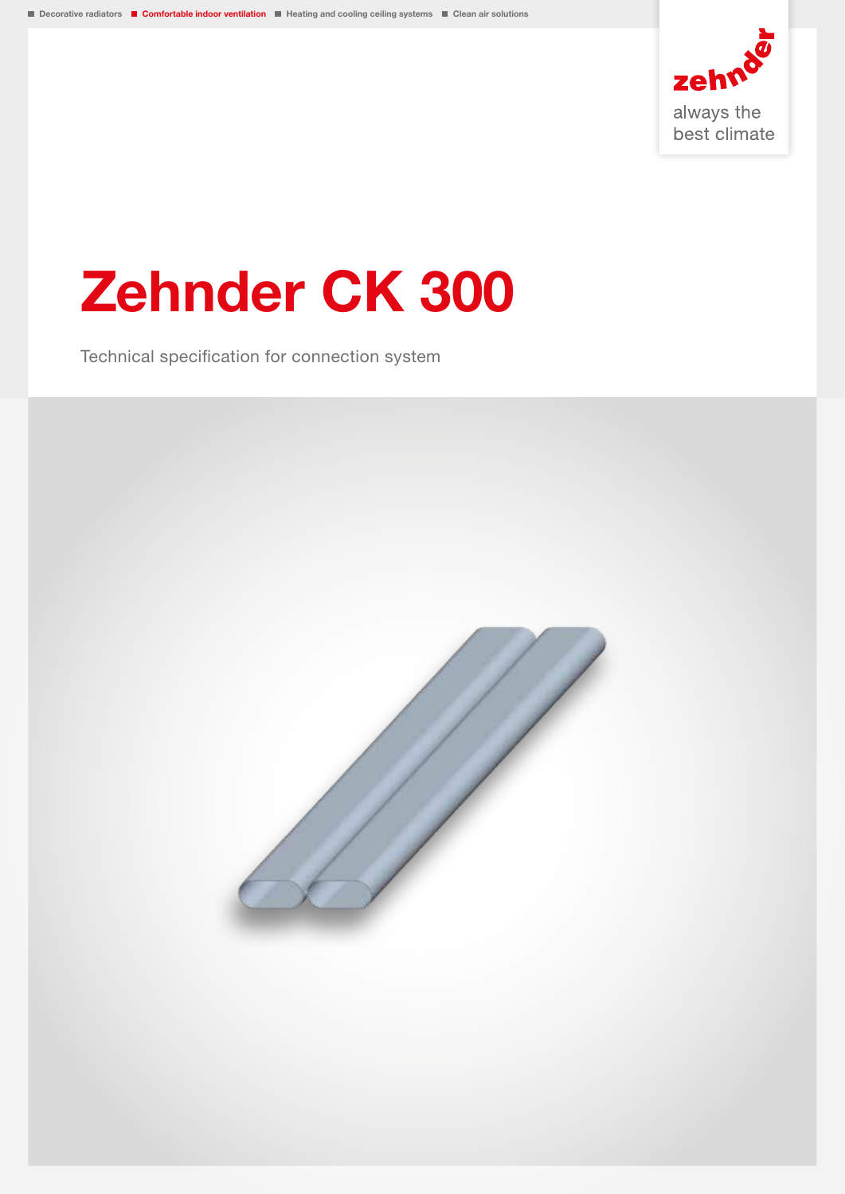Decorative radiators | **Comfortable indoor ventilation** | Heating and cooling ceiling systems | Clean air solutions

zehnder
always the best climate

# Zehnder CK 300

Technical specification for connection system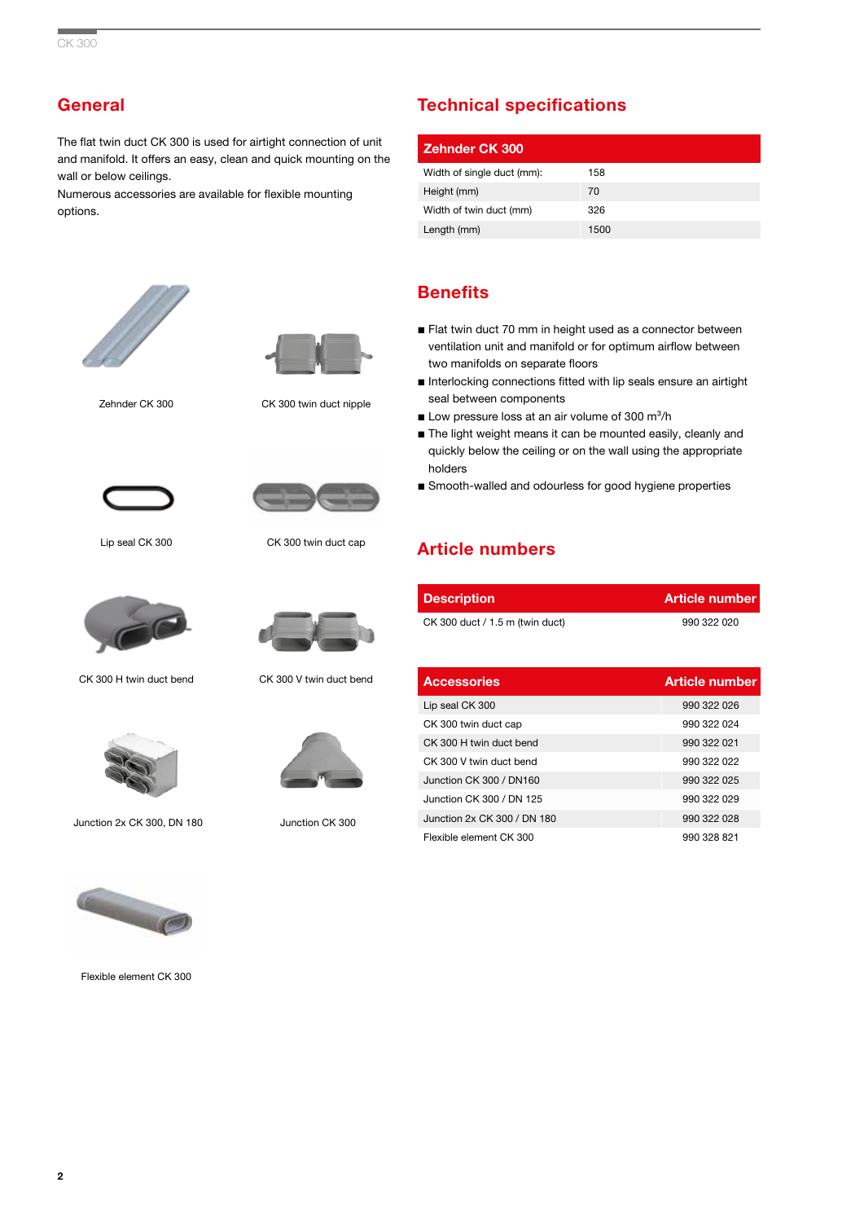## General

The flat twin duct CK 300 is used for airtight connection of unit and manifold. It offers an easy, clean and quick mounting on the wall or below ceilings.
Numerous accessories are available for flexible mounting options.

Zehnder CK 300

CK 300 twin duct nipple

Lip seal CK 300

CK 300 twin duct cap

CK 300 H twin duct bend

CK 300 V twin duct bend

Junction 2x CK 300, DN 180

Junction CK 300

Flexible element CK 300

## Technical specifications

| Zehnder CK 300 | |
|---|---|
| Width of single duct (mm): | 158 |
| Height (mm) | 70 |
| Width of twin duct (mm) | 326 |
| Length (mm) | 1500 |

## Benefits

- Flat twin duct 70 mm in height used as a connector between ventilation unit and manifold or for optimum airflow between two manifolds on separate floors
- Interlocking connections fitted with lip seals ensure an airtight seal between components
- Low pressure loss at an air volume of 300 $m^3/h$
- The light weight means it can be mounted easily, cleanly and quickly below the ceiling or on the wall using the appropriate holders
- Smooth-walled and odourless for good hygiene properties

## Article numbers

| Description | Article number |
|---|---|
| CK 300 duct / 1.5 m (twin duct) | 990 322 020 |

| Accessories | Article number |
|---|---|
| Lip seal CK 300 | 990 322 026 |
| CK 300 twin duct cap | 990 322 024 |
| CK 300 H twin duct bend | 990 322 021 |
| CK 300 V twin duct bend | 990 322 022 |
| Junction CK 300 / DN160 | 990 322 025 |
| Junction CK 300 / DN 125 | 990 322 029 |
| Junction 2x CK 300 / DN 180 | 990 322 028 |
| Flexible element CK 300 | 990 328 821 |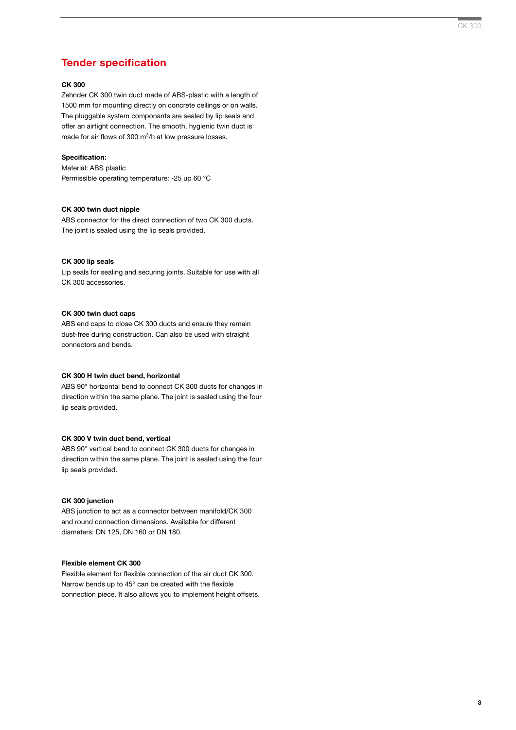## Tender specification

**CK 300**

Zehnder CK 300 twin duct made of ABS-plastic with a length of 1500 mm for mounting directly on concrete ceilings or on walls. The pluggable system componants are sealed by lip seals and offer an airtight connection. The smooth, hygienic twin duct is made for air flows of 300 $m^3$/h at low pressure losses.

**Specification:**

Material: ABS plastic
Permissible operating temperature: -25 up 60 °C

**CK 300 twin duct nipple**

ABS connector for the direct connection of two CK 300 ducts. The joint is sealed using the lip seals provided.

**CK 300 lip seals**

Lip seals for sealing and securing joints. Suitable for use with all CK 300 accessories.

**CK 300 twin duct caps**

ABS end caps to close CK 300 ducts and ensure they remain dust-free during construction. Can also be used with straight connectors and bends.

**CK 300 H twin duct bend, horizontal**

ABS 90° horizontal bend to connect CK 300 ducts for changes in direction within the same plane. The joint is sealed using the four lip seals provided.

**CK 300 V twin duct bend, vertical**

ABS 90° vertical bend to connect CK 300 ducts for changes in direction within the same plane. The joint is sealed using the four lip seals provided.

**CK 300 junction**

ABS junction to act as a connector between manifold/CK 300 and round connection dimensions. Available for different diameters: DN 125, DN 160 or DN 180.

**Flexible element CK 300**

Flexible element for flexible connection of the air duct CK 300. Narrow bends up to 45° can be created with the flexible connection piece. It also allows you to implement height offsets.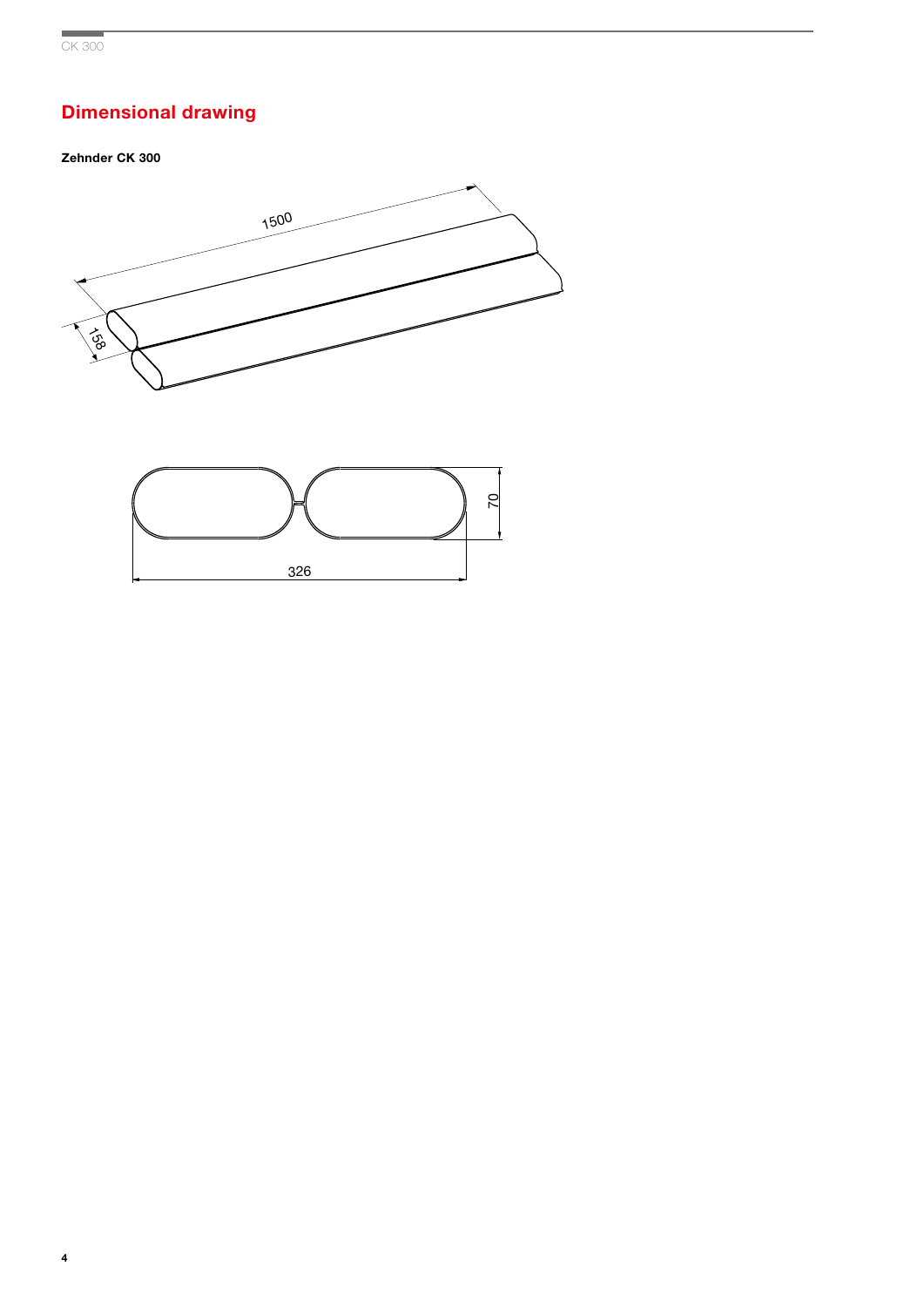## Dimensional drawing

**Zehnder CK 300**

1500

158

70

326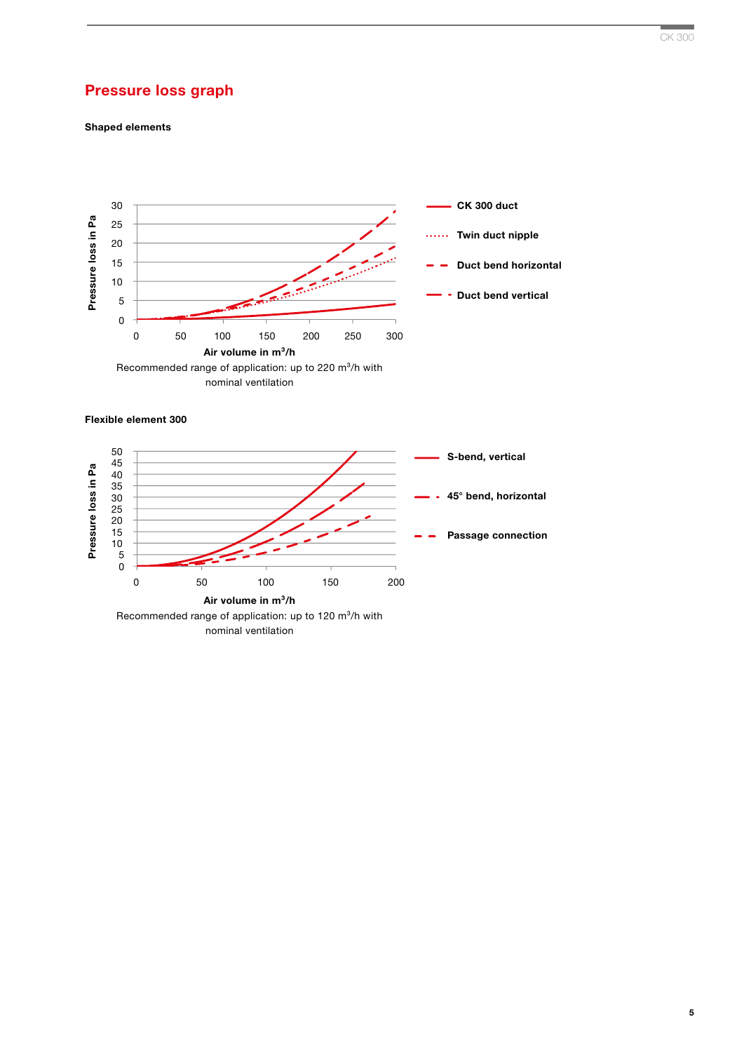## Pressure loss graph

**Shaped elements**

Pressure loss in Pa

30
25
20
15
10
5
0

0 50 100 150 200 250 300

**Air volume in m³/h**

- CK 300 duct
- Twin duct nipple
- Duct bend horizontal
- Duct bend vertical

Recommended range of application: up to 220 m³/h with nominal ventilation

**Flexible element 300**

Pressure loss in Pa

50
45
40
35
30
25
20
15
10
5
0

0 50 100 150 200

**Air volume in m³/h**

- S-bend, vertical
- 45° bend, horizontal
- Passage connection

Recommended range of application: up to 120 m³/h with nominal ventilation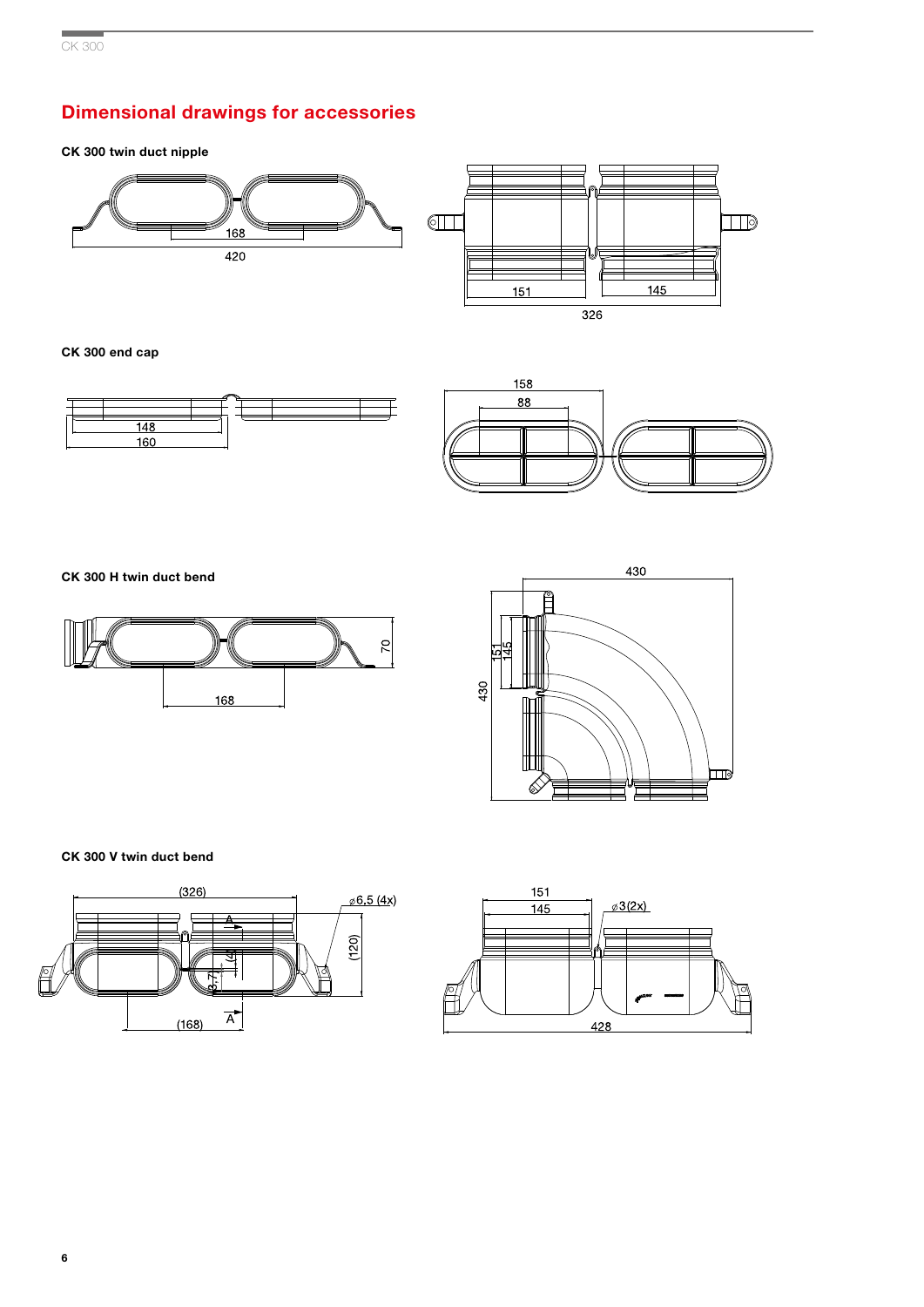## Dimensional drawings for accessories

**CK 300 twin duct nipple**

168

420

151

145

326

**CK 300 end cap**

148

160

158

88

**CK 300 H twin duct bend**

70

168

430

151

145

430

**CK 300 V twin duct bend**

(326)

⌀6,5 (4x)

(120)

(168)

151

145

⌀3(2x)

428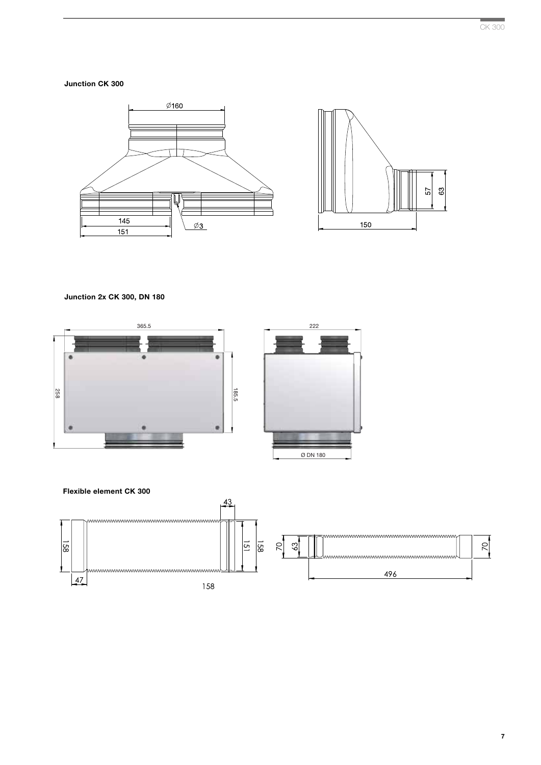**Junction CK 300**

Ø160

145

151

Ø3

57

63

150

**Junction 2x CK 300, DN 180**

365.5

258

185.5

222

Ø DN 180

**Flexible element CK 300**

43

158

151

158

47

158

70

63

70

496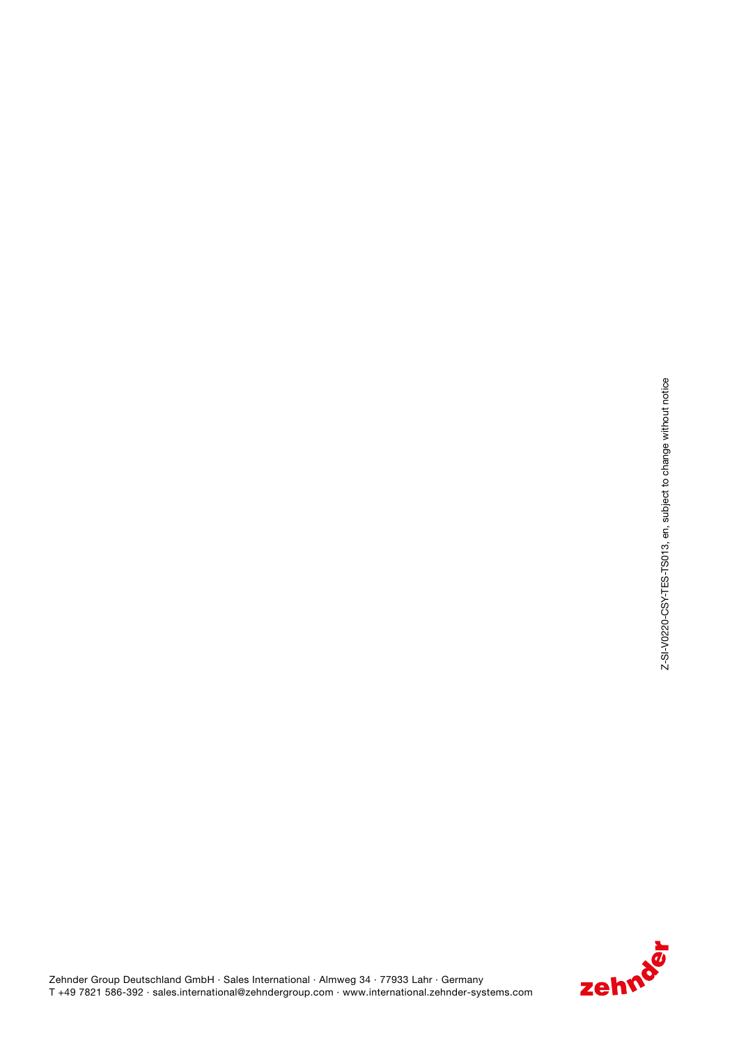Z-SI-V0220-CSY-TES-TS013, en, subject to change without notice

Zehnder Group Deutschland GmbH · Sales International · Almweg 34 · 77933 Lahr · Germany
T +49 7821 586-392 · sales.international@zehndergroup.com · www.international.zehnder-systems.com

zehnder